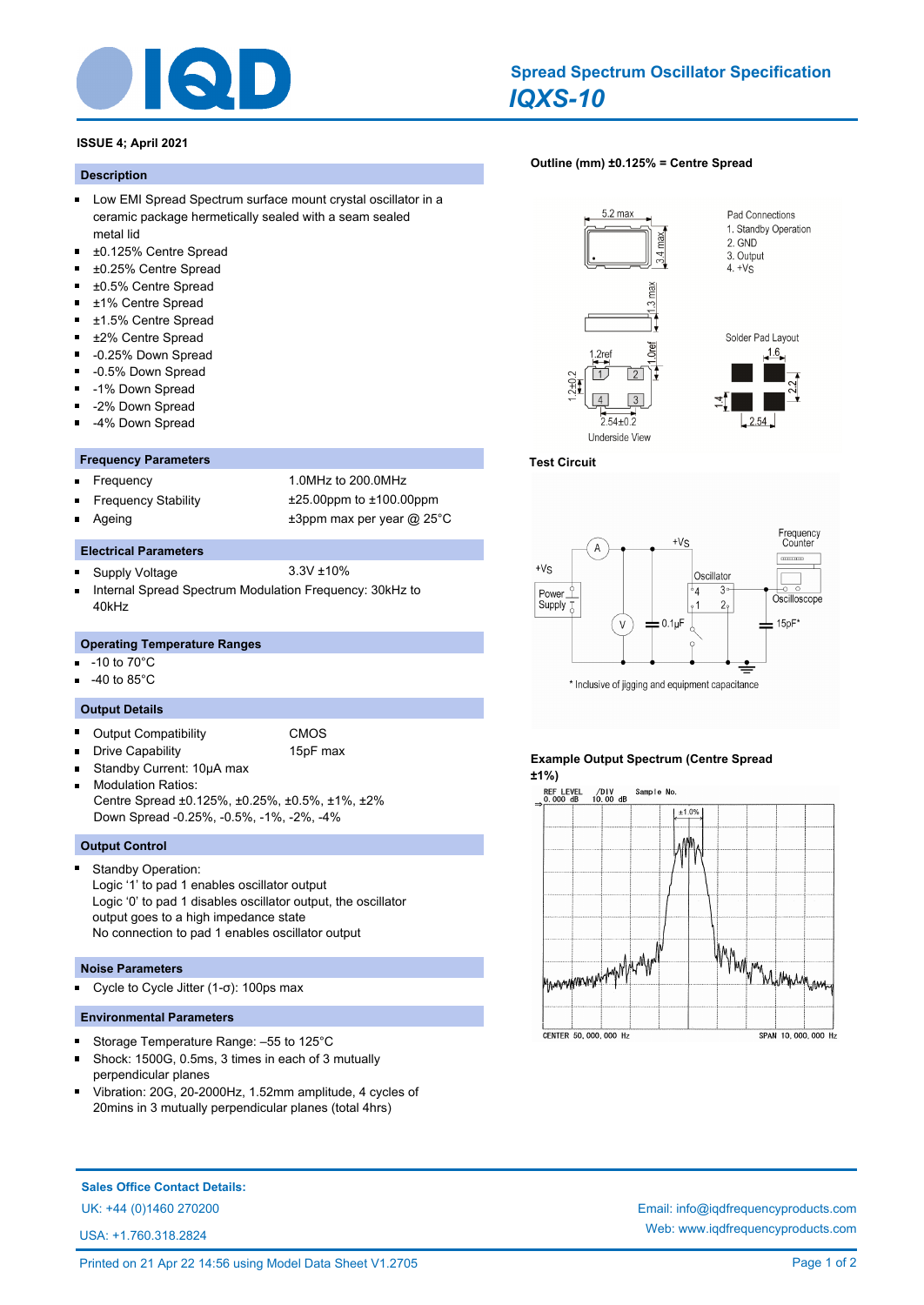# Spread Spectrum Oscillator Specification

# *IQXS-10*

**ISSUE 4; April 2021**

## Description

- Low EMI Spread Spectrum surface mount crystal oscillator in a ceramic package hermetically sealed with a seam sealed metal lid
- ±0.125% Centre Spread
- ±0.25% Centre Spread
- ±0.5% Centre Spread
- ±1% Centre Spread
- ±1.5% Centre Spread
- ±2% Centre Spread
- -0.25% Down Spread
- -0.5% Down Spread
- -1% Down Spread
- -2% Down Spread
- -4% Down Spread

## Frequency Parameters

- Frequency: 1.0MHz to 200.0MHz
- Frequency Stability: ±25.00ppm to ±100.00ppm
- Ageing: ±3ppm max per year @ 25°C

## Electrical Parameters

- Supply Voltage: 3.3V ±10%
- Internal Spread Spectrum Modulation Frequency: 30kHz to 40kHz

## Operating Temperature Ranges

- -10 to 70°C
- -40 to 85°C

## Output Details

- Output Compatibility: CMOS
- Drive Capability: 15pF max
- Standby Current: 10µA max
- Modulation Ratios:
  Centre Spread ±0.125%, ±0.25%, ±0.5%, ±1%, ±2%
  Down Spread -0.25%, -0.5%, -1%, -2%, -4%

## Output Control

- Standby Operation:
  Logic '1' to pad 1 enables oscillator output
  Logic '0' to pad 1 disables oscillator output, the oscillator output goes to a high impedance state
  No connection to pad 1 enables oscillator output

## Noise Parameters

- Cycle to Cycle Jitter (1-σ): 100ps max

## Environmental Parameters

- Storage Temperature Range: –55 to 125°C
- Shock: 1500G, 0.5ms, 3 times in each of 3 mutually perpendicular planes
- Vibration: 20G, 20-2000Hz, 1.52mm amplitude, 4 cycles of 20mins in 3 mutually perpendicular planes (total 4hrs)

## Outline (mm) ±0.125% = Centre Spread

5.2 max; 3.4 max; 1.3 max; 1.2ref; 1.0ref; 1.2±0.2; 2.54±0.2

Underside View

Pad Connections
1. Standby Operation
2. GND
3. Output
4. +Vs

Solder Pad Layout: 1.6; 1.4; 2.2; 2.54

## Test Circuit

+Vs, Power Supply, A, V, 0.1µF, Oscillator, Frequency Counter, Oscilloscope, 15pF*

\* Inclusive of jigging and equipment capacitance

## Example Output Spectrum (Centre Spread ±1%)

REF LEVEL 0.000 dB; /DIV 10.00 dB; Sample No.; ±1.0%

CENTER 50,000,000 Hz; SPAN 10,000,000 Hz

---

**Sales Office Contact Details:**

UK: +44 (0)1460 270200

USA: +1.760.318.2824

Email: info@iqdfrequencyproducts.com

Web: www.iqdfrequencyproducts.com

Printed on 21 Apr 22 14:56 using Model Data Sheet V1.2705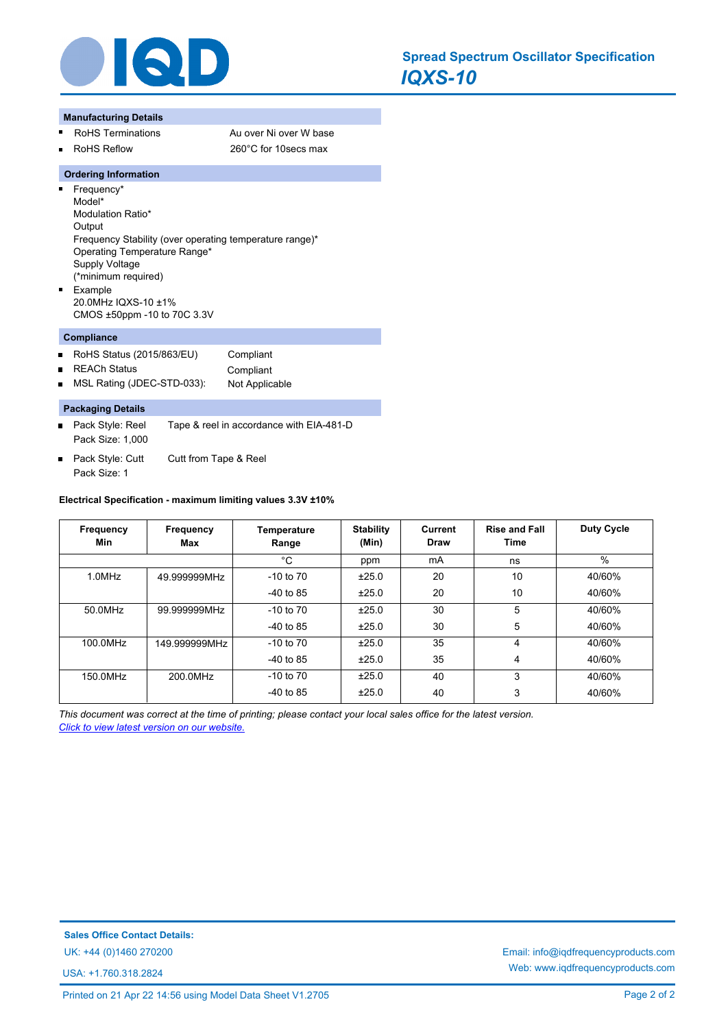## Manufacturing Details

- RoHS Terminations — Au over Ni over W base
- RoHS Reflow — 260°C for 10secs max

## Ordering Information

- Frequency*
  Model*
  Modulation Ratio*
  Output
  Frequency Stability (over operating temperature range)*
  Operating Temperature Range*
  Supply Voltage
  (*minimum required)
- Example
  20.0MHz IQXS-10 ±1%
  CMOS ±50ppm -10 to 70C 3.3V

## Compliance

- RoHS Status (2015/863/EU) — Compliant
- REACh Status — Compliant
- MSL Rating (JDEC-STD-033): — Not Applicable

## Packaging Details

- Pack Style: Reel — Tape & reel in accordance with EIA-481-D
  Pack Size: 1,000
- Pack Style: Cutt — Cutt from Tape & Reel
  Pack Size: 1

**Electrical Specification - maximum limiting values 3.3V ±10%**

| Frequency Min | Frequency Max | Temperature Range | Stability (Min) | Current Draw | Rise and Fall Time | Duty Cycle |
|---|---|---|---|---|---|---|
| | | °C | ppm | mA | ns | % |
| 1.0MHz | 49.999999MHz | -10 to 70 | ±25.0 | 20 | 10 | 40/60% |
| | | -40 to 85 | ±25.0 | 20 | 10 | 40/60% |
| 50.0MHz | 99.999999MHz | -10 to 70 | ±25.0 | 30 | 5 | 40/60% |
| | | -40 to 85 | ±25.0 | 30 | 5 | 40/60% |
| 100.0MHz | 149.999999MHz | -10 to 70 | ±25.0 | 35 | 4 | 40/60% |
| | | -40 to 85 | ±25.0 | 35 | 4 | 40/60% |
| 150.0MHz | 200.0MHz | -10 to 70 | ±25.0 | 40 | 3 | 40/60% |
| | | -40 to 85 | ±25.0 | 40 | 3 | 40/60% |

*This document was correct at the time of printing; please contact your local sales office for the latest version.*
*Click to view latest version on our website.*

**Sales Office Contact Details:**

UK: +44 (0)1460 270200

USA: +1.760.318.2824

Email: info@iqdfrequencyproducts.com

Web: www.iqdfrequencyproducts.com

Printed on 21 Apr 22 14:56 using Model Data Sheet V1.2705